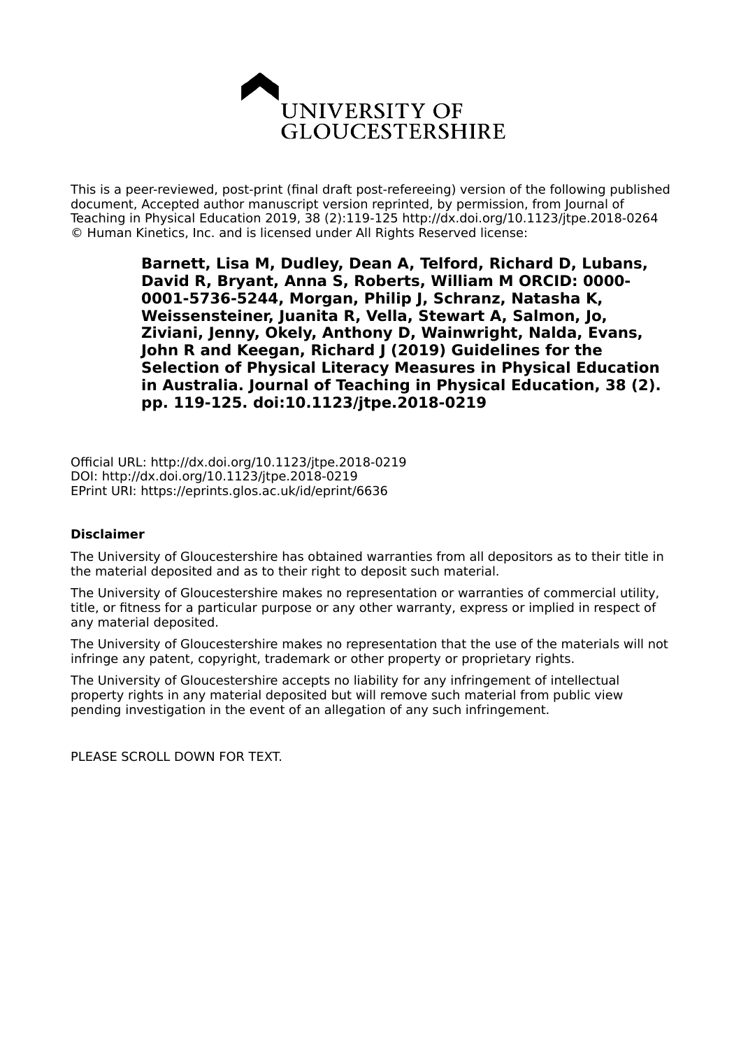UNIVERSITY OF GLOUCESTERSHIRE

This is a peer-reviewed, post-print (final draft post-refereeing) version of the following published document, Accepted author manuscript version reprinted, by permission, from Journal of Teaching in Physical Education 2019, 38 (2):119-125 http://dx.doi.org/10.1123/jtpe.2018-0264 © Human Kinetics, Inc. and is licensed under All Rights Reserved license:

**Barnett, Lisa M, Dudley, Dean A, Telford, Richard D, Lubans, David R, Bryant, Anna S, Roberts, William M ORCID: 0000-0001-5736-5244, Morgan, Philip J, Schranz, Natasha K, Weissensteiner, Juanita R, Vella, Stewart A, Salmon, Jo, Ziviani, Jenny, Okely, Anthony D, Wainwright, Nalda, Evans, John R and Keegan, Richard J (2019) Guidelines for the Selection of Physical Literacy Measures in Physical Education in Australia. Journal of Teaching in Physical Education, 38 (2). pp. 119-125. doi:10.1123/jtpe.2018-0219**

Official URL: http://dx.doi.org/10.1123/jtpe.2018-0219
DOI: http://dx.doi.org/10.1123/jtpe.2018-0219
EPrint URI: https://eprints.glos.ac.uk/id/eprint/6636

**Disclaimer**

The University of Gloucestershire has obtained warranties from all depositors as to their title in the material deposited and as to their right to deposit such material.

The University of Gloucestershire makes no representation or warranties of commercial utility, title, or fitness for a particular purpose or any other warranty, express or implied in respect of any material deposited.

The University of Gloucestershire makes no representation that the use of the materials will not infringe any patent, copyright, trademark or other property or proprietary rights.

The University of Gloucestershire accepts no liability for any infringement of intellectual property rights in any material deposited but will remove such material from public view pending investigation in the event of an allegation of any such infringement.

PLEASE SCROLL DOWN FOR TEXT.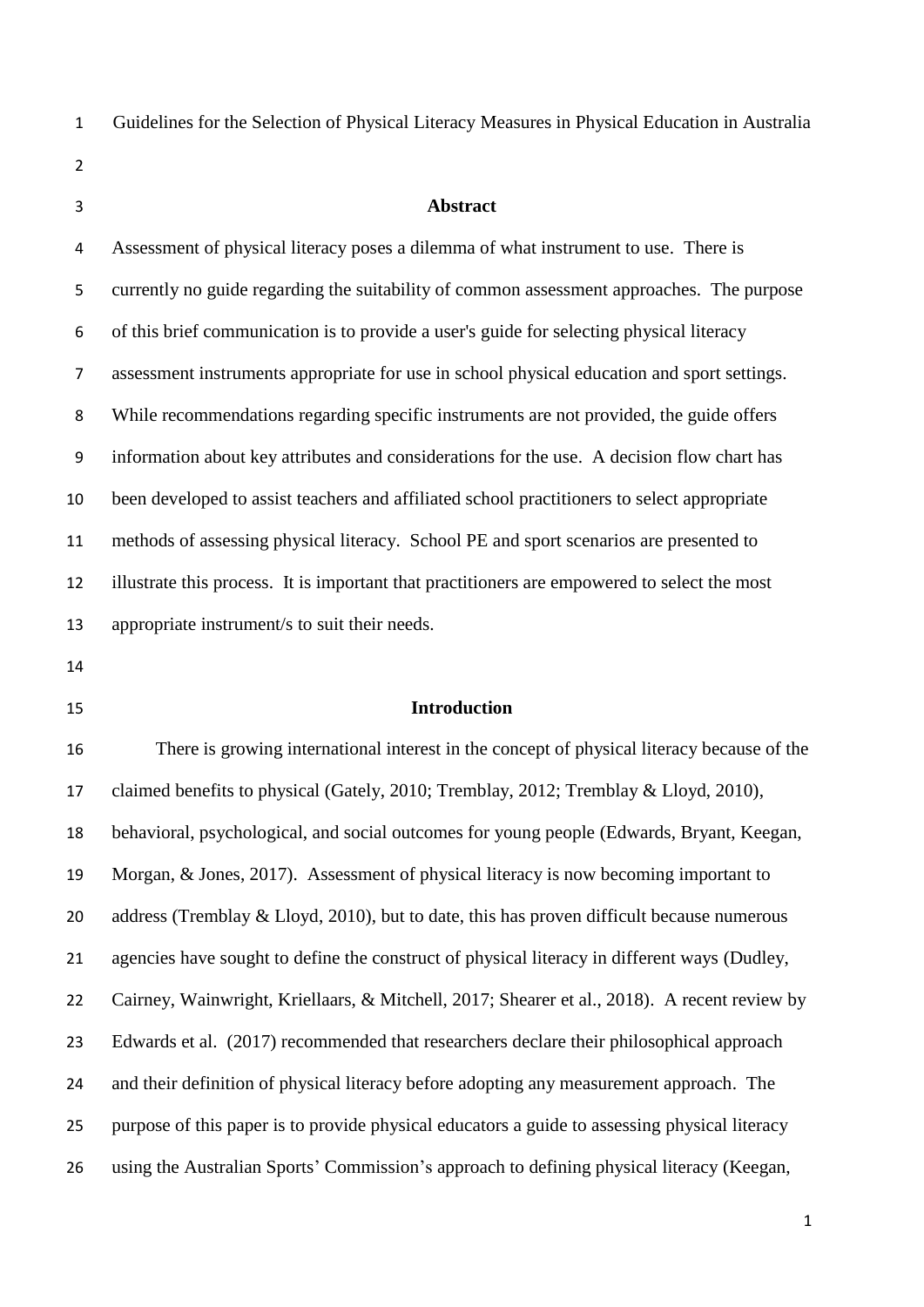Guidelines for the Selection of Physical Literacy Measures in Physical Education in Australia

## Abstract

Assessment of physical literacy poses a dilemma of what instrument to use. There is currently no guide regarding the suitability of common assessment approaches. The purpose of this brief communication is to provide a user's guide for selecting physical literacy assessment instruments appropriate for use in school physical education and sport settings. While recommendations regarding specific instruments are not provided, the guide offers information about key attributes and considerations for the use. A decision flow chart has been developed to assist teachers and affiliated school practitioners to select appropriate methods of assessing physical literacy. School PE and sport scenarios are presented to illustrate this process. It is important that practitioners are empowered to select the most appropriate instrument/s to suit their needs.

## Introduction

There is growing international interest in the concept of physical literacy because of the claimed benefits to physical (Gately, 2010; Tremblay, 2012; Tremblay & Lloyd, 2010), behavioral, psychological, and social outcomes for young people (Edwards, Bryant, Keegan, Morgan, & Jones, 2017). Assessment of physical literacy is now becoming important to address (Tremblay & Lloyd, 2010), but to date, this has proven difficult because numerous agencies have sought to define the construct of physical literacy in different ways (Dudley, Cairney, Wainwright, Kriellaars, & Mitchell, 2017; Shearer et al., 2018). A recent review by Edwards et al. (2017) recommended that researchers declare their philosophical approach and their definition of physical literacy before adopting any measurement approach. The purpose of this paper is to provide physical educators a guide to assessing physical literacy using the Australian Sports' Commission's approach to defining physical literacy (Keegan,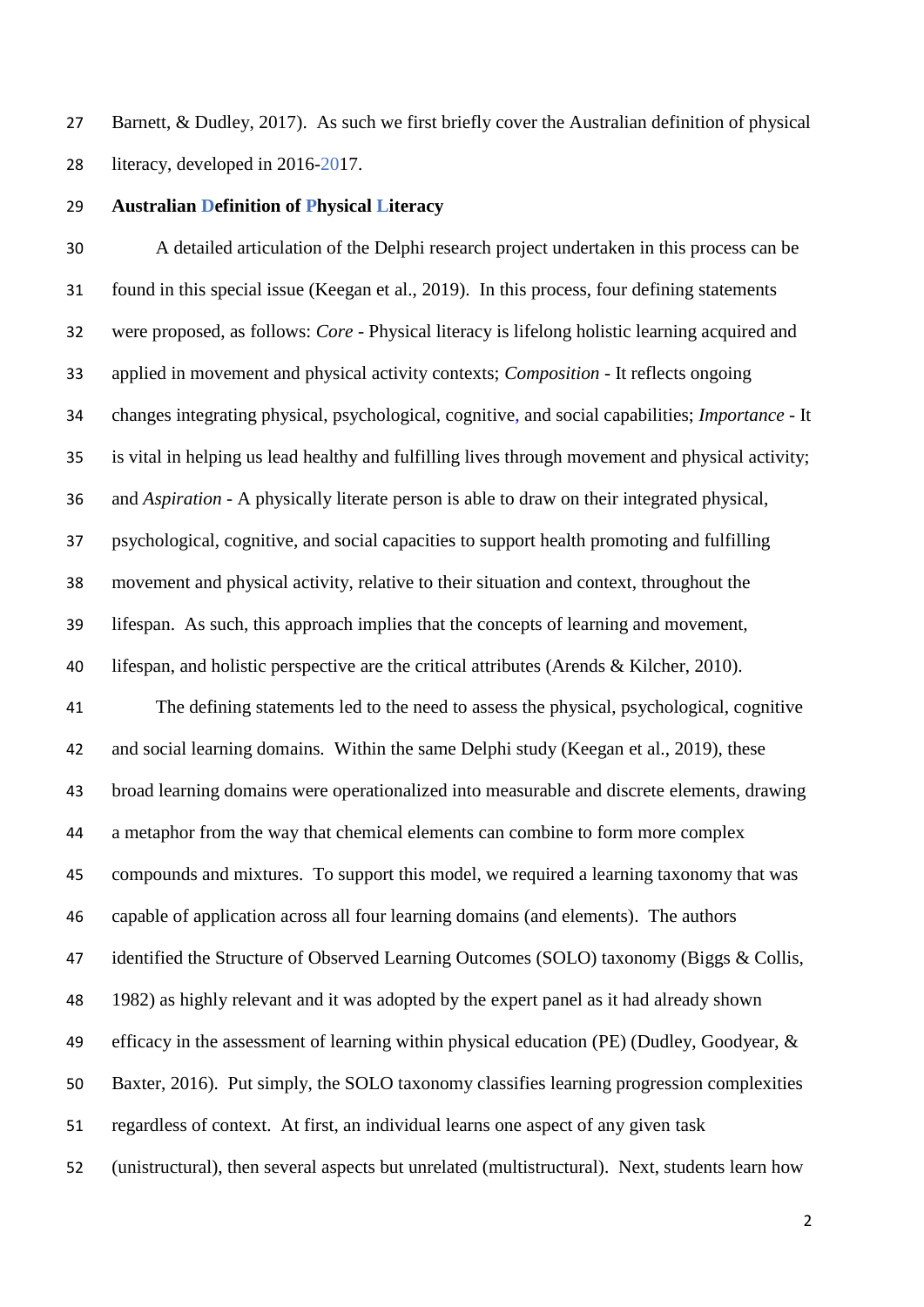Barnett, & Dudley, 2017). As such we first briefly cover the Australian definition of physical literacy, developed in 2016-2017.

## Australian Definition of Physical Literacy

A detailed articulation of the Delphi research project undertaken in this process can be found in this special issue (Keegan et al., 2019). In this process, four defining statements were proposed, as follows: *Core* - Physical literacy is lifelong holistic learning acquired and applied in movement and physical activity contexts; *Composition* - It reflects ongoing changes integrating physical, psychological, cognitive, and social capabilities; *Importance* - It is vital in helping us lead healthy and fulfilling lives through movement and physical activity; and *Aspiration* - A physically literate person is able to draw on their integrated physical, psychological, cognitive, and social capacities to support health promoting and fulfilling movement and physical activity, relative to their situation and context, throughout the lifespan. As such, this approach implies that the concepts of learning and movement, lifespan, and holistic perspective are the critical attributes (Arends & Kilcher, 2010).

The defining statements led to the need to assess the physical, psychological, cognitive and social learning domains. Within the same Delphi study (Keegan et al., 2019), these broad learning domains were operationalized into measurable and discrete elements, drawing a metaphor from the way that chemical elements can combine to form more complex compounds and mixtures. To support this model, we required a learning taxonomy that was capable of application across all four learning domains (and elements). The authors identified the Structure of Observed Learning Outcomes (SOLO) taxonomy (Biggs & Collis, 1982) as highly relevant and it was adopted by the expert panel as it had already shown efficacy in the assessment of learning within physical education (PE) (Dudley, Goodyear, & Baxter, 2016). Put simply, the SOLO taxonomy classifies learning progression complexities regardless of context. At first, an individual learns one aspect of any given task (unistructural), then several aspects but unrelated (multistructural). Next, students learn how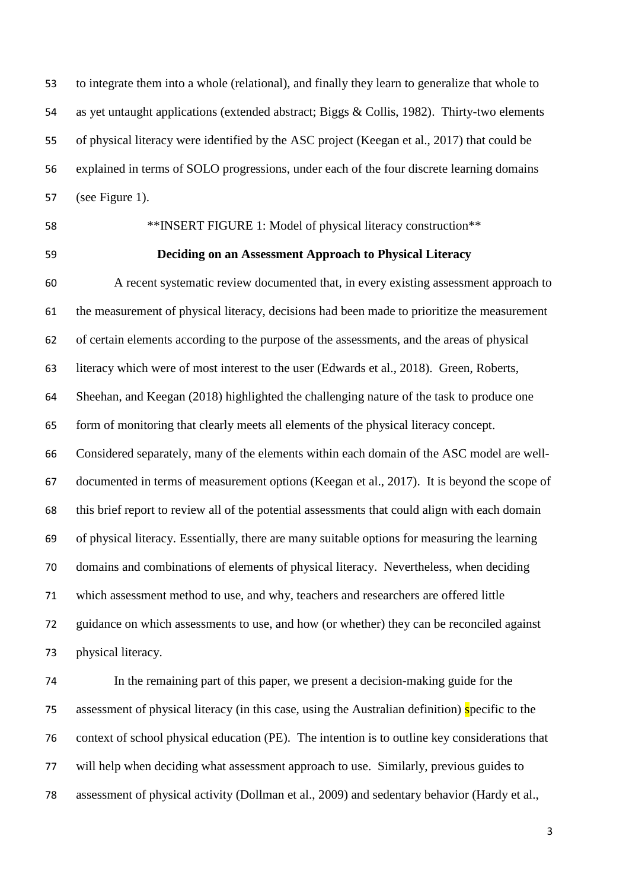to integrate them into a whole (relational), and finally they learn to generalize that whole to as yet untaught applications (extended abstract; Biggs & Collis, 1982). Thirty-two elements of physical literacy were identified by the ASC project (Keegan et al., 2017) that could be explained in terms of SOLO progressions, under each of the four discrete learning domains (see Figure 1).

**INSERT FIGURE 1: Model of physical literacy construction**

## Deciding on an Assessment Approach to Physical Literacy

A recent systematic review documented that, in every existing assessment approach to the measurement of physical literacy, decisions had been made to prioritize the measurement of certain elements according to the purpose of the assessments, and the areas of physical literacy which were of most interest to the user (Edwards et al., 2018). Green, Roberts, Sheehan, and Keegan (2018) highlighted the challenging nature of the task to produce one form of monitoring that clearly meets all elements of the physical literacy concept. Considered separately, many of the elements within each domain of the ASC model are well-documented in terms of measurement options (Keegan et al., 2017). It is beyond the scope of this brief report to review all of the potential assessments that could align with each domain of physical literacy. Essentially, there are many suitable options for measuring the learning domains and combinations of elements of physical literacy. Nevertheless, when deciding which assessment method to use, and why, teachers and researchers are offered little guidance on which assessments to use, and how (or whether) they can be reconciled against physical literacy.

In the remaining part of this paper, we present a decision-making guide for the assessment of physical literacy (in this case, using the Australian definition) specific to the context of school physical education (PE). The intention is to outline key considerations that will help when deciding what assessment approach to use. Similarly, previous guides to assessment of physical activity (Dollman et al., 2009) and sedentary behavior (Hardy et al.,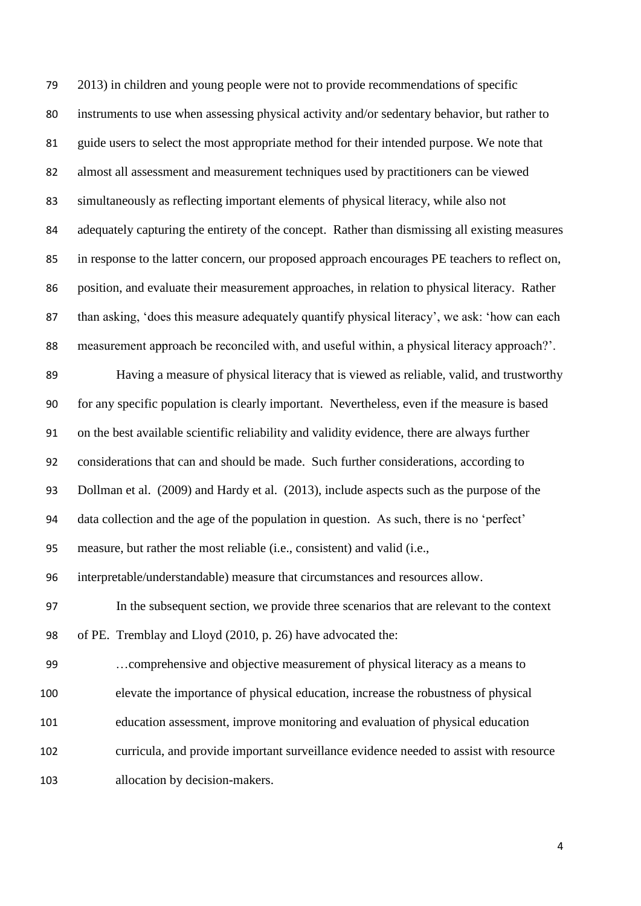2013) in children and young people were not to provide recommendations of specific instruments to use when assessing physical activity and/or sedentary behavior, but rather to guide users to select the most appropriate method for their intended purpose. We note that almost all assessment and measurement techniques used by practitioners can be viewed simultaneously as reflecting important elements of physical literacy, while also not adequately capturing the entirety of the concept. Rather than dismissing all existing measures in response to the latter concern, our proposed approach encourages PE teachers to reflect on, position, and evaluate their measurement approaches, in relation to physical literacy. Rather than asking, 'does this measure adequately quantify physical literacy', we ask: 'how can each measurement approach be reconciled with, and useful within, a physical literacy approach?'.

Having a measure of physical literacy that is viewed as reliable, valid, and trustworthy for any specific population is clearly important. Nevertheless, even if the measure is based on the best available scientific reliability and validity evidence, there are always further considerations that can and should be made. Such further considerations, according to Dollman et al. (2009) and Hardy et al. (2013), include aspects such as the purpose of the data collection and the age of the population in question. As such, there is no 'perfect' measure, but rather the most reliable (i.e., consistent) and valid (i.e., interpretable/understandable) measure that circumstances and resources allow.

In the subsequent section, we provide three scenarios that are relevant to the context of PE. Tremblay and Lloyd (2010, p. 26) have advocated the:

> …comprehensive and objective measurement of physical literacy as a means to elevate the importance of physical education, increase the robustness of physical education assessment, improve monitoring and evaluation of physical education curricula, and provide important surveillance evidence needed to assist with resource allocation by decision-makers.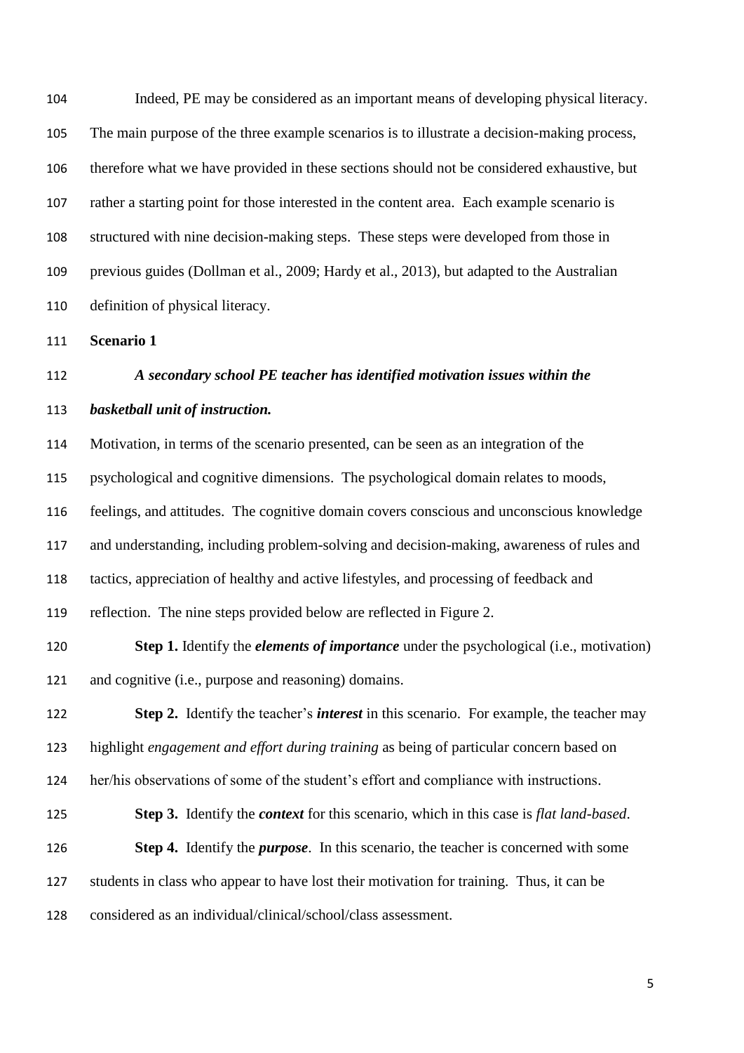Indeed, PE may be considered as an important means of developing physical literacy. The main purpose of the three example scenarios is to illustrate a decision-making process, therefore what we have provided in these sections should not be considered exhaustive, but rather a starting point for those interested in the content area. Each example scenario is structured with nine decision-making steps. These steps were developed from those in previous guides (Dollman et al., 2009; Hardy et al., 2013), but adapted to the Australian definition of physical literacy.

**Scenario 1**

***A secondary school PE teacher has identified motivation issues within the basketball unit of instruction.***

Motivation, in terms of the scenario presented, can be seen as an integration of the psychological and cognitive dimensions. The psychological domain relates to moods, feelings, and attitudes. The cognitive domain covers conscious and unconscious knowledge and understanding, including problem-solving and decision-making, awareness of rules and tactics, appreciation of healthy and active lifestyles, and processing of feedback and reflection. The nine steps provided below are reflected in Figure 2.

**Step 1.** Identify the ***elements of importance*** under the psychological (i.e., motivation) and cognitive (i.e., purpose and reasoning) domains.

**Step 2.** Identify the teacher's ***interest*** in this scenario. For example, the teacher may highlight *engagement and effort during training* as being of particular concern based on her/his observations of some of the student's effort and compliance with instructions.

**Step 3.** Identify the ***context*** for this scenario, which in this case is *flat land-based*.

**Step 4.** Identify the ***purpose***. In this scenario, the teacher is concerned with some students in class who appear to have lost their motivation for training. Thus, it can be considered as an individual/clinical/school/class assessment.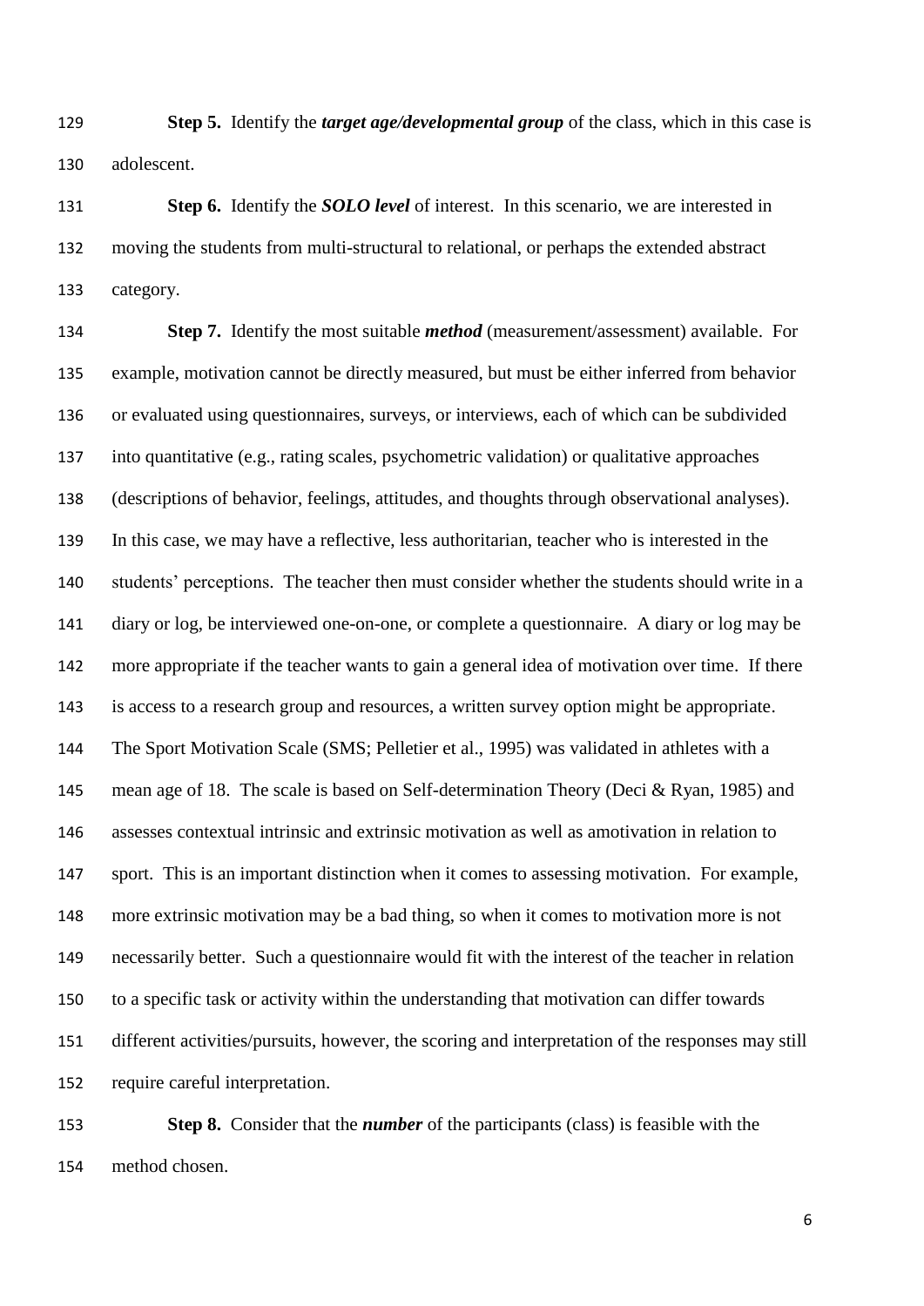**Step 5.** Identify the ***target age/developmental group*** of the class, which in this case is adolescent.

**Step 6.** Identify the ***SOLO level*** of interest. In this scenario, we are interested in moving the students from multi-structural to relational, or perhaps the extended abstract category.

**Step 7.** Identify the most suitable ***method*** (measurement/assessment) available. For example, motivation cannot be directly measured, but must be either inferred from behavior or evaluated using questionnaires, surveys, or interviews, each of which can be subdivided into quantitative (e.g., rating scales, psychometric validation) or qualitative approaches (descriptions of behavior, feelings, attitudes, and thoughts through observational analyses). In this case, we may have a reflective, less authoritarian, teacher who is interested in the students' perceptions. The teacher then must consider whether the students should write in a diary or log, be interviewed one-on-one, or complete a questionnaire. A diary or log may be more appropriate if the teacher wants to gain a general idea of motivation over time. If there is access to a research group and resources, a written survey option might be appropriate. The Sport Motivation Scale (SMS; Pelletier et al., 1995) was validated in athletes with a mean age of 18. The scale is based on Self-determination Theory (Deci & Ryan, 1985) and assesses contextual intrinsic and extrinsic motivation as well as amotivation in relation to sport. This is an important distinction when it comes to assessing motivation. For example, more extrinsic motivation may be a bad thing, so when it comes to motivation more is not necessarily better. Such a questionnaire would fit with the interest of the teacher in relation to a specific task or activity within the understanding that motivation can differ towards different activities/pursuits, however, the scoring and interpretation of the responses may still require careful interpretation.

**Step 8.** Consider that the ***number*** of the participants (class) is feasible with the method chosen.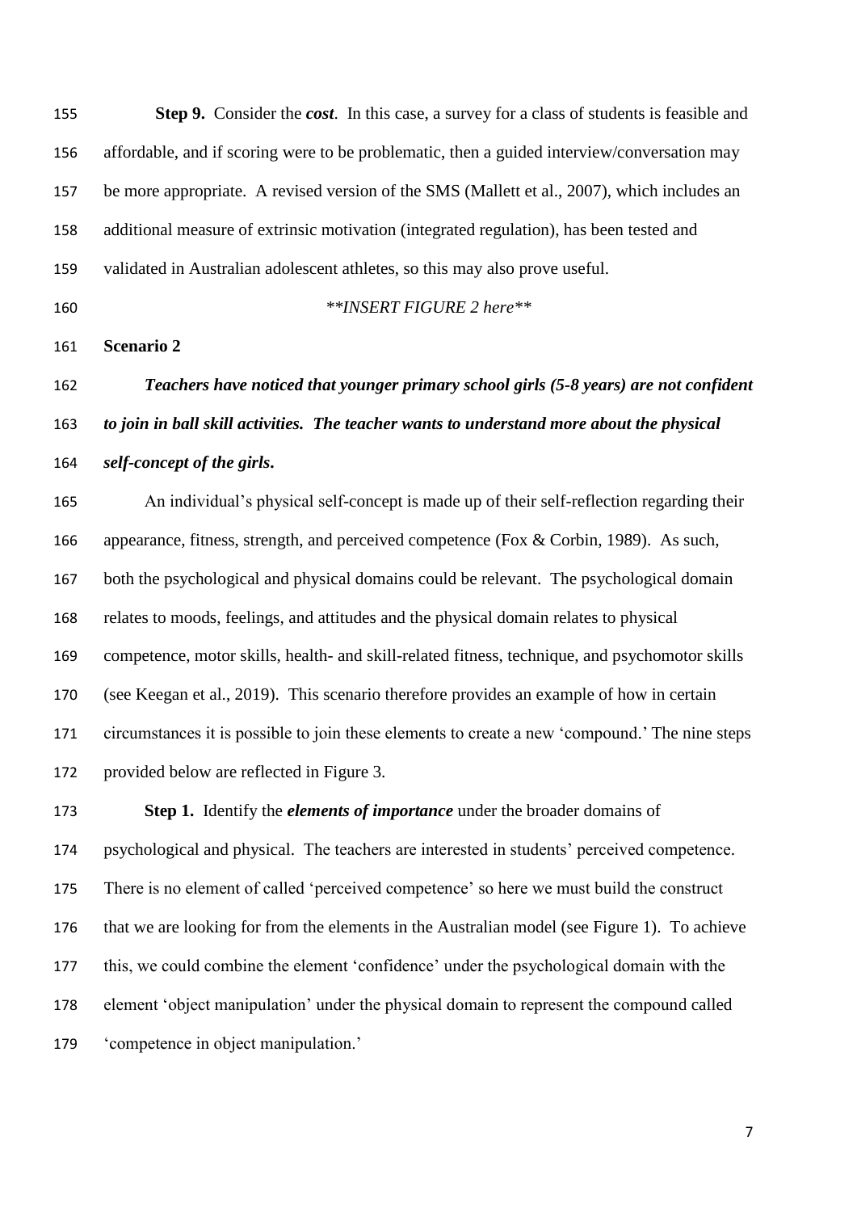**Step 9.** Consider the ***cost***. In this case, a survey for a class of students is feasible and affordable, and if scoring were to be problematic, then a guided interview/conversation may be more appropriate. A revised version of the SMS (Mallett et al., 2007), which includes an additional measure of extrinsic motivation (integrated regulation), has been tested and validated in Australian adolescent athletes, so this may also prove useful.

*\*\*INSERT FIGURE 2 here\*\**

**Scenario 2**

***Teachers have noticed that younger primary school girls (5-8 years) are not confident to join in ball skill activities. The teacher wants to understand more about the physical self-concept of the girls.***

An individual's physical self-concept is made up of their self-reflection regarding their appearance, fitness, strength, and perceived competence (Fox & Corbin, 1989). As such, both the psychological and physical domains could be relevant. The psychological domain relates to moods, feelings, and attitudes and the physical domain relates to physical competence, motor skills, health- and skill-related fitness, technique, and psychomotor skills (see Keegan et al., 2019). This scenario therefore provides an example of how in certain circumstances it is possible to join these elements to create a new 'compound.' The nine steps provided below are reflected in Figure 3.

**Step 1.** Identify the ***elements of importance*** under the broader domains of psychological and physical. The teachers are interested in students' perceived competence. There is no element of called 'perceived competence' so here we must build the construct that we are looking for from the elements in the Australian model (see Figure 1). To achieve this, we could combine the element 'confidence' under the psychological domain with the element 'object manipulation' under the physical domain to represent the compound called 'competence in object manipulation.'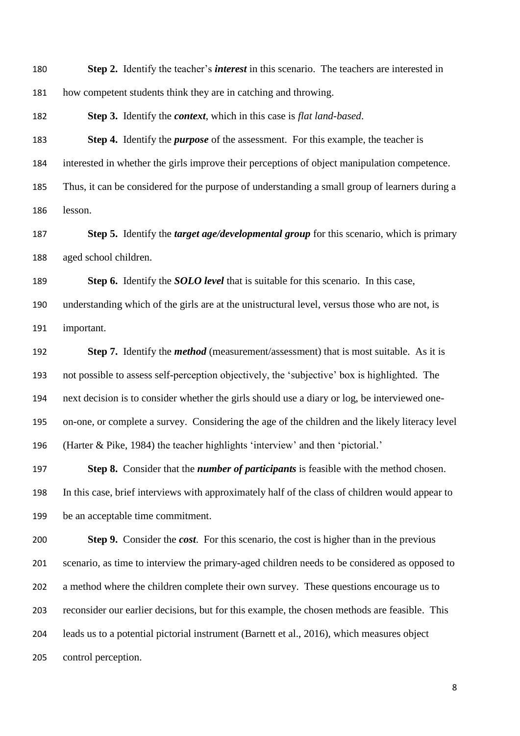**Step 2.** Identify the teacher's ***interest*** in this scenario. The teachers are interested in how competent students think they are in catching and throwing.

**Step 3.** Identify the ***context***, which in this case is *flat land-based*.

**Step 4.** Identify the ***purpose*** of the assessment. For this example, the teacher is interested in whether the girls improve their perceptions of object manipulation competence. Thus, it can be considered for the purpose of understanding a small group of learners during a lesson.

**Step 5.** Identify the ***target age/developmental group*** for this scenario, which is primary aged school children.

**Step 6.** Identify the ***SOLO level*** that is suitable for this scenario. In this case, understanding which of the girls are at the unistructural level, versus those who are not, is important.

**Step 7.** Identify the ***method*** (measurement/assessment) that is most suitable. As it is not possible to assess self-perception objectively, the 'subjective' box is highlighted. The next decision is to consider whether the girls should use a diary or log, be interviewed one-on-one, or complete a survey. Considering the age of the children and the likely literacy level (Harter & Pike, 1984) the teacher highlights 'interview' and then 'pictorial.'

**Step 8.** Consider that the ***number of participants*** is feasible with the method chosen. In this case, brief interviews with approximately half of the class of children would appear to be an acceptable time commitment.

**Step 9.** Consider the ***cost***. For this scenario, the cost is higher than in the previous scenario, as time to interview the primary-aged children needs to be considered as opposed to a method where the children complete their own survey. These questions encourage us to reconsider our earlier decisions, but for this example, the chosen methods are feasible. This leads us to a potential pictorial instrument (Barnett et al., 2016), which measures object control perception.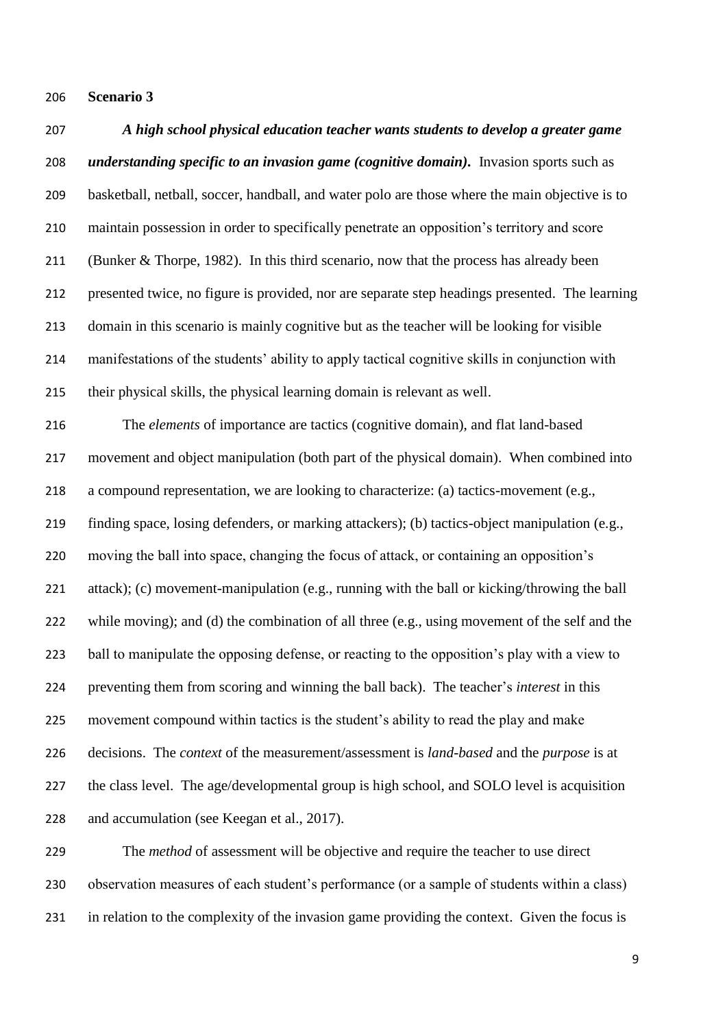**Scenario 3**

***A high school physical education teacher wants students to develop a greater game understanding specific to an invasion game (cognitive domain).*** Invasion sports such as basketball, netball, soccer, handball, and water polo are those where the main objective is to maintain possession in order to specifically penetrate an opposition's territory and score (Bunker & Thorpe, 1982). In this third scenario, now that the process has already been presented twice, no figure is provided, nor are separate step headings presented. The learning domain in this scenario is mainly cognitive but as the teacher will be looking for visible manifestations of the students' ability to apply tactical cognitive skills in conjunction with their physical skills, the physical learning domain is relevant as well.

The *elements* of importance are tactics (cognitive domain), and flat land-based movement and object manipulation (both part of the physical domain). When combined into a compound representation, we are looking to characterize: (a) tactics-movement (e.g., finding space, losing defenders, or marking attackers); (b) tactics-object manipulation (e.g., moving the ball into space, changing the focus of attack, or containing an opposition's attack); (c) movement-manipulation (e.g., running with the ball or kicking/throwing the ball while moving); and (d) the combination of all three (e.g., using movement of the self and the ball to manipulate the opposing defense, or reacting to the opposition's play with a view to preventing them from scoring and winning the ball back). The teacher's *interest* in this movement compound within tactics is the student's ability to read the play and make decisions. The *context* of the measurement/assessment is *land-based* and the *purpose* is at the class level. The age/developmental group is high school, and SOLO level is acquisition and accumulation (see Keegan et al., 2017).

The *method* of assessment will be objective and require the teacher to use direct observation measures of each student's performance (or a sample of students within a class) in relation to the complexity of the invasion game providing the context. Given the focus is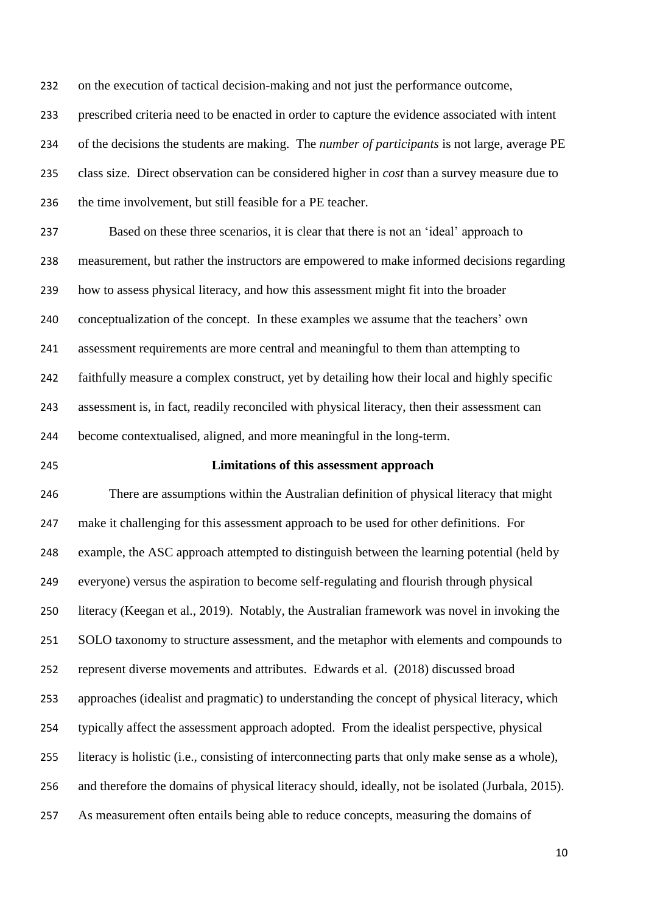on the execution of tactical decision-making and not just the performance outcome, prescribed criteria need to be enacted in order to capture the evidence associated with intent of the decisions the students are making. The *number of participants* is not large, average PE class size. Direct observation can be considered higher in *cost* than a survey measure due to the time involvement, but still feasible for a PE teacher.

Based on these three scenarios, it is clear that there is not an 'ideal' approach to measurement, but rather the instructors are empowered to make informed decisions regarding how to assess physical literacy, and how this assessment might fit into the broader conceptualization of the concept. In these examples we assume that the teachers' own assessment requirements are more central and meaningful to them than attempting to faithfully measure a complex construct, yet by detailing how their local and highly specific assessment is, in fact, readily reconciled with physical literacy, then their assessment can become contextualised, aligned, and more meaningful in the long-term.

## Limitations of this assessment approach

There are assumptions within the Australian definition of physical literacy that might make it challenging for this assessment approach to be used for other definitions. For example, the ASC approach attempted to distinguish between the learning potential (held by everyone) versus the aspiration to become self-regulating and flourish through physical literacy (Keegan et al., 2019). Notably, the Australian framework was novel in invoking the SOLO taxonomy to structure assessment, and the metaphor with elements and compounds to represent diverse movements and attributes. Edwards et al. (2018) discussed broad approaches (idealist and pragmatic) to understanding the concept of physical literacy, which typically affect the assessment approach adopted. From the idealist perspective, physical literacy is holistic (i.e., consisting of interconnecting parts that only make sense as a whole), and therefore the domains of physical literacy should, ideally, not be isolated (Jurbala, 2015). As measurement often entails being able to reduce concepts, measuring the domains of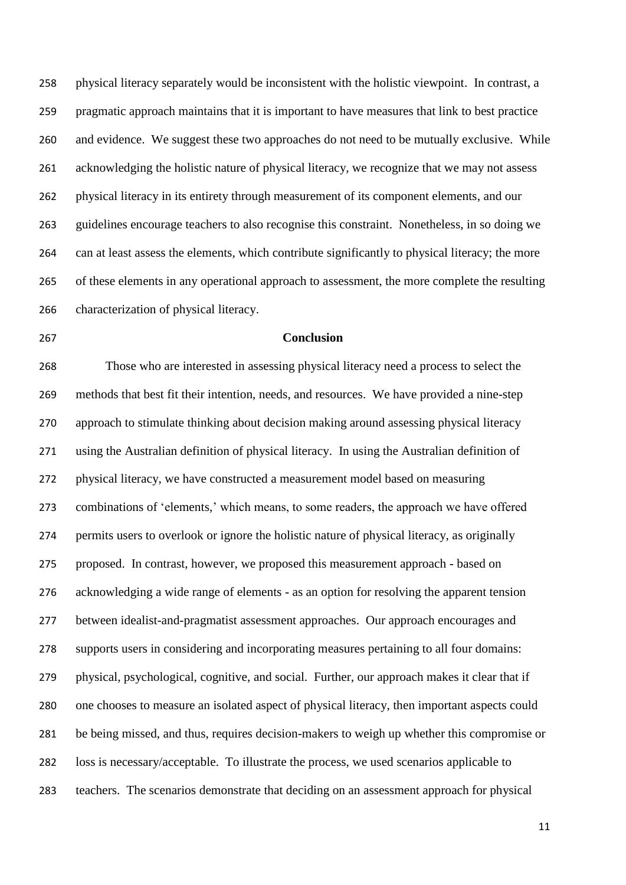physical literacy separately would be inconsistent with the holistic viewpoint. In contrast, a pragmatic approach maintains that it is important to have measures that link to best practice and evidence. We suggest these two approaches do not need to be mutually exclusive. While acknowledging the holistic nature of physical literacy, we recognize that we may not assess physical literacy in its entirety through measurement of its component elements, and our guidelines encourage teachers to also recognise this constraint. Nonetheless, in so doing we can at least assess the elements, which contribute significantly to physical literacy; the more of these elements in any operational approach to assessment, the more complete the resulting characterization of physical literacy.

## Conclusion

Those who are interested in assessing physical literacy need a process to select the methods that best fit their intention, needs, and resources. We have provided a nine-step approach to stimulate thinking about decision making around assessing physical literacy using the Australian definition of physical literacy. In using the Australian definition of physical literacy, we have constructed a measurement model based on measuring combinations of 'elements,' which means, to some readers, the approach we have offered permits users to overlook or ignore the holistic nature of physical literacy, as originally proposed. In contrast, however, we proposed this measurement approach - based on acknowledging a wide range of elements - as an option for resolving the apparent tension between idealist-and-pragmatist assessment approaches. Our approach encourages and supports users in considering and incorporating measures pertaining to all four domains: physical, psychological, cognitive, and social. Further, our approach makes it clear that if one chooses to measure an isolated aspect of physical literacy, then important aspects could be being missed, and thus, requires decision-makers to weigh up whether this compromise or loss is necessary/acceptable. To illustrate the process, we used scenarios applicable to teachers. The scenarios demonstrate that deciding on an assessment approach for physical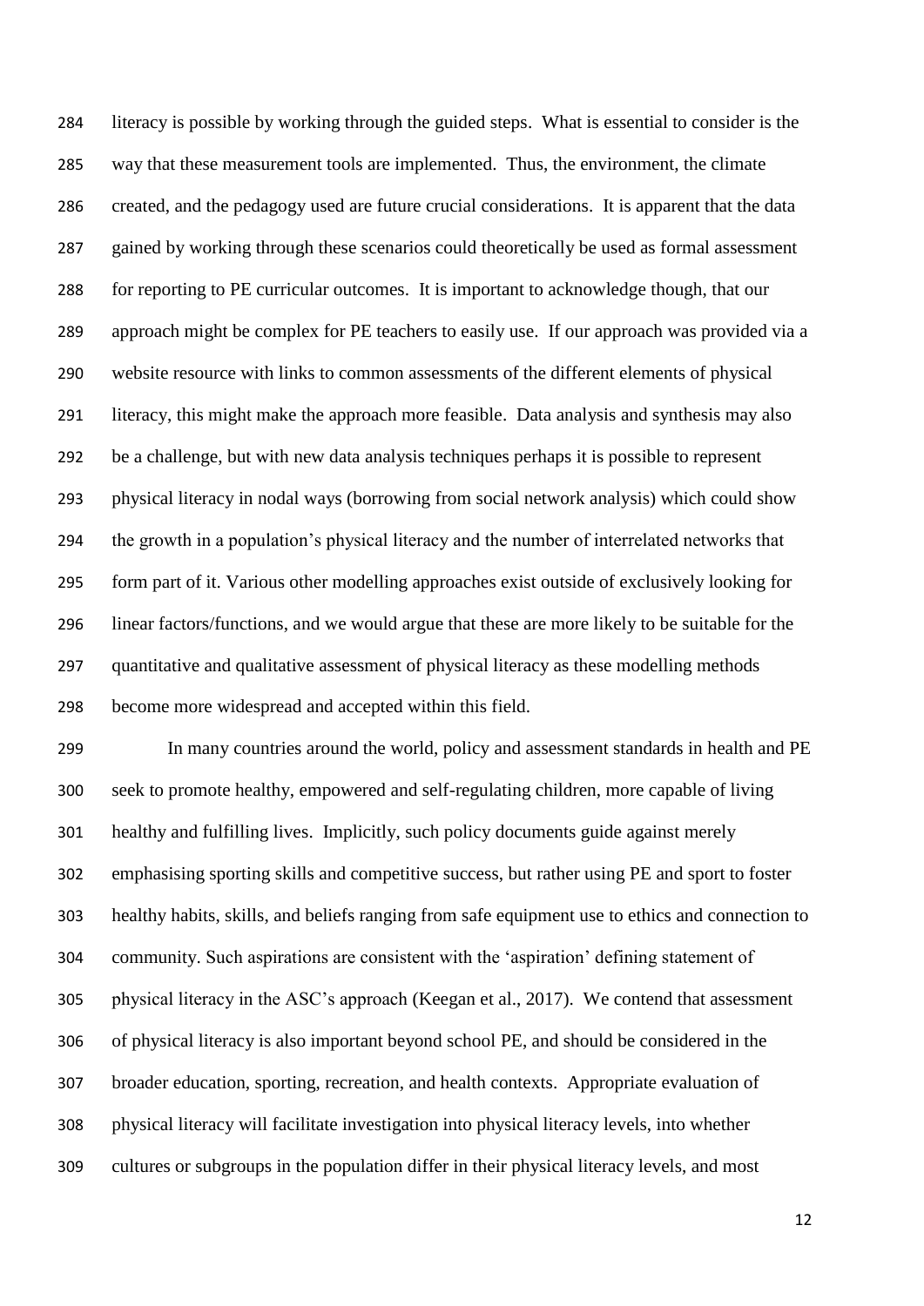literacy is possible by working through the guided steps. What is essential to consider is the way that these measurement tools are implemented. Thus, the environment, the climate created, and the pedagogy used are future crucial considerations. It is apparent that the data gained by working through these scenarios could theoretically be used as formal assessment for reporting to PE curricular outcomes. It is important to acknowledge though, that our approach might be complex for PE teachers to easily use. If our approach was provided via a website resource with links to common assessments of the different elements of physical literacy, this might make the approach more feasible. Data analysis and synthesis may also be a challenge, but with new data analysis techniques perhaps it is possible to represent physical literacy in nodal ways (borrowing from social network analysis) which could show the growth in a population's physical literacy and the number of interrelated networks that form part of it. Various other modelling approaches exist outside of exclusively looking for linear factors/functions, and we would argue that these are more likely to be suitable for the quantitative and qualitative assessment of physical literacy as these modelling methods become more widespread and accepted within this field.

In many countries around the world, policy and assessment standards in health and PE seek to promote healthy, empowered and self-regulating children, more capable of living healthy and fulfilling lives. Implicitly, such policy documents guide against merely emphasising sporting skills and competitive success, but rather using PE and sport to foster healthy habits, skills, and beliefs ranging from safe equipment use to ethics and connection to community. Such aspirations are consistent with the 'aspiration' defining statement of physical literacy in the ASC's approach (Keegan et al., 2017). We contend that assessment of physical literacy is also important beyond school PE, and should be considered in the broader education, sporting, recreation, and health contexts. Appropriate evaluation of physical literacy will facilitate investigation into physical literacy levels, into whether cultures or subgroups in the population differ in their physical literacy levels, and most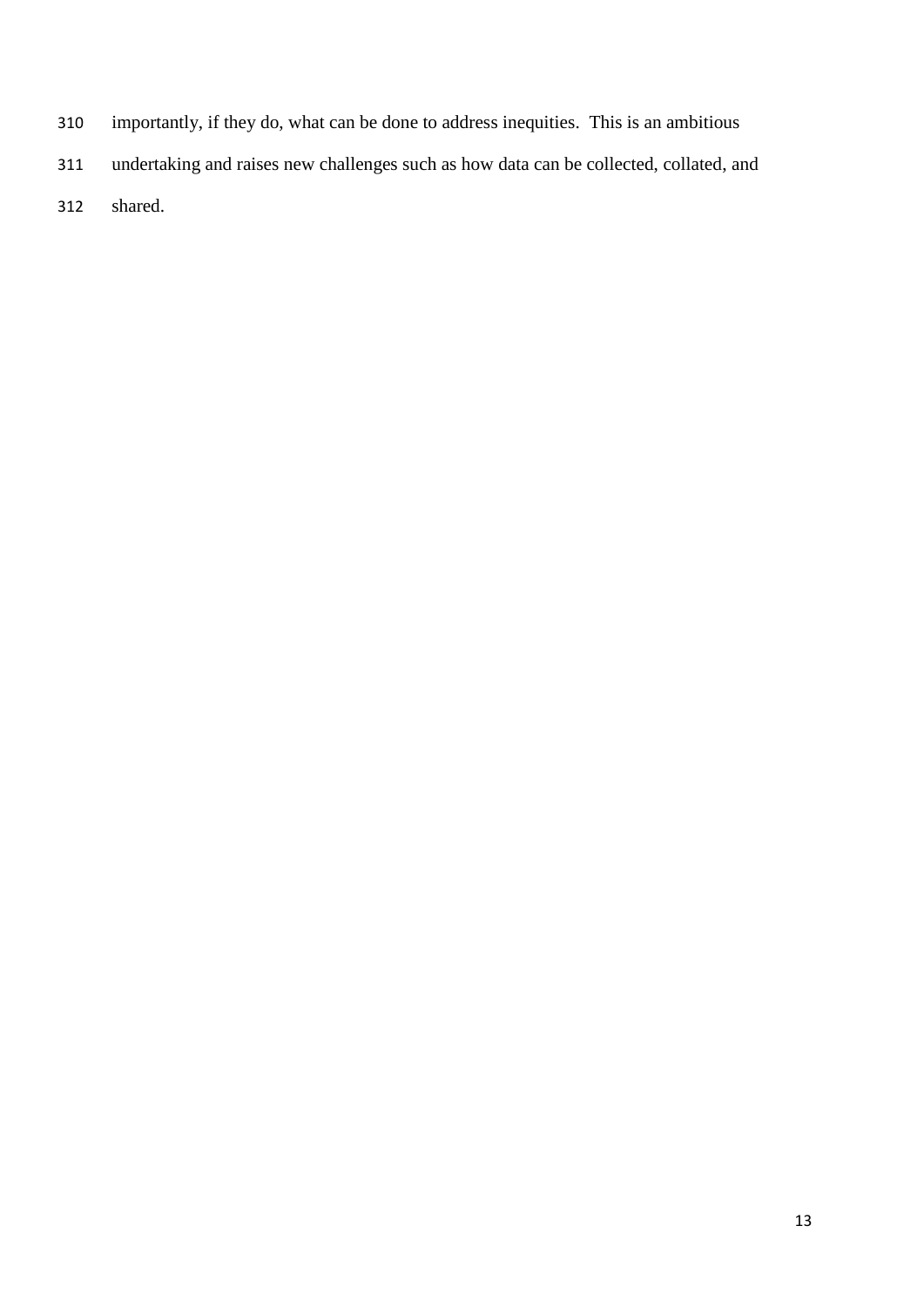importantly, if they do, what can be done to address inequities. This is an ambitious undertaking and raises new challenges such as how data can be collected, collated, and shared.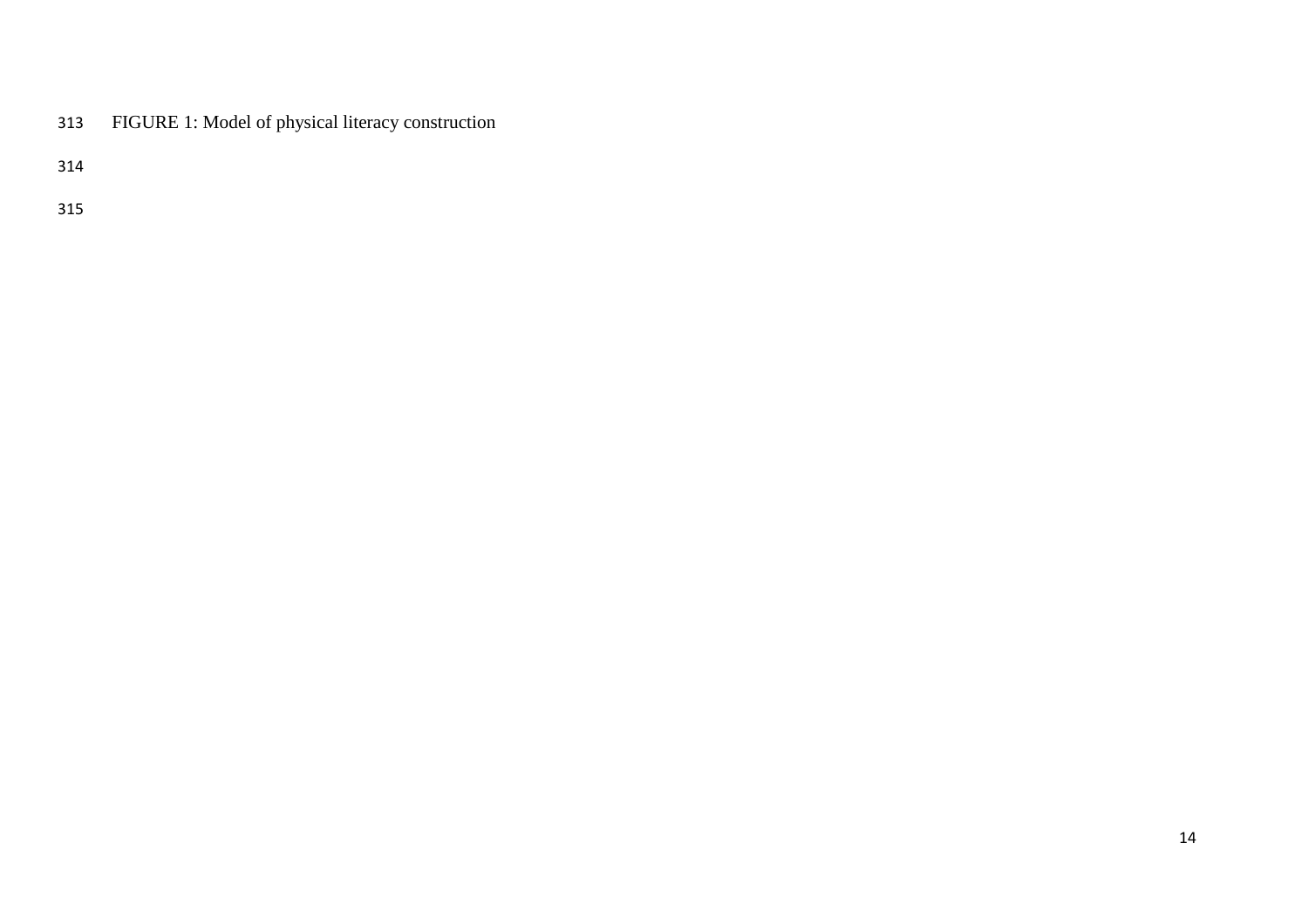FIGURE 1: Model of physical literacy construction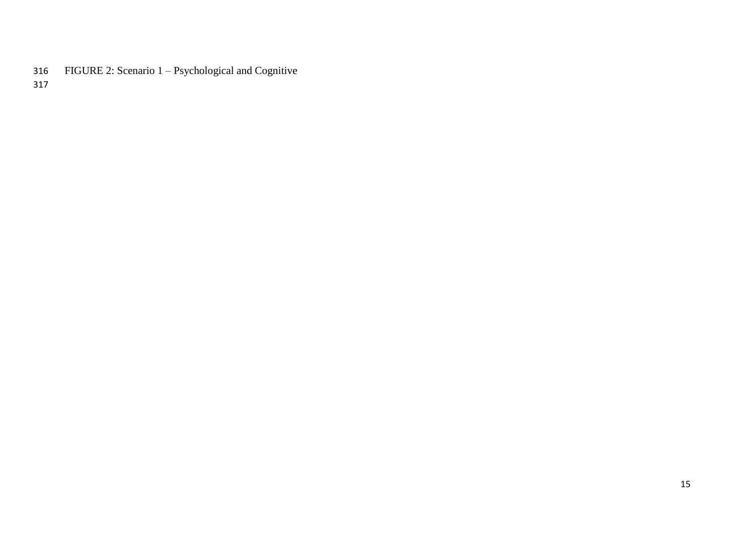FIGURE 2: Scenario 1 – Psychological and Cognitive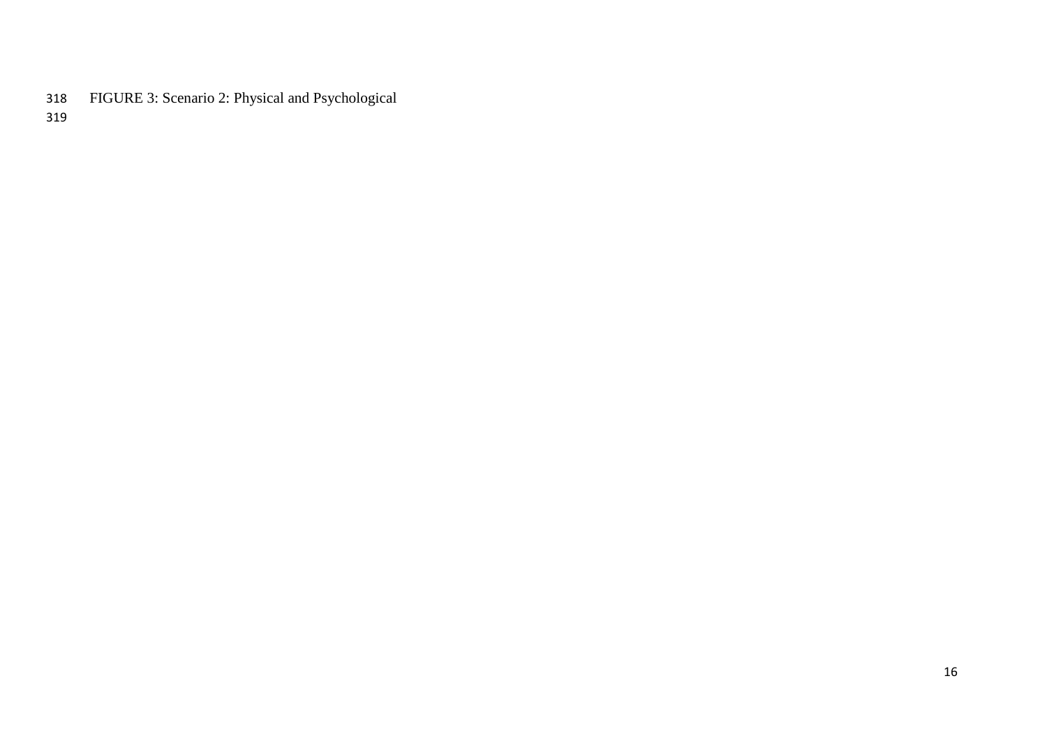FIGURE 3: Scenario 2: Physical and Psychological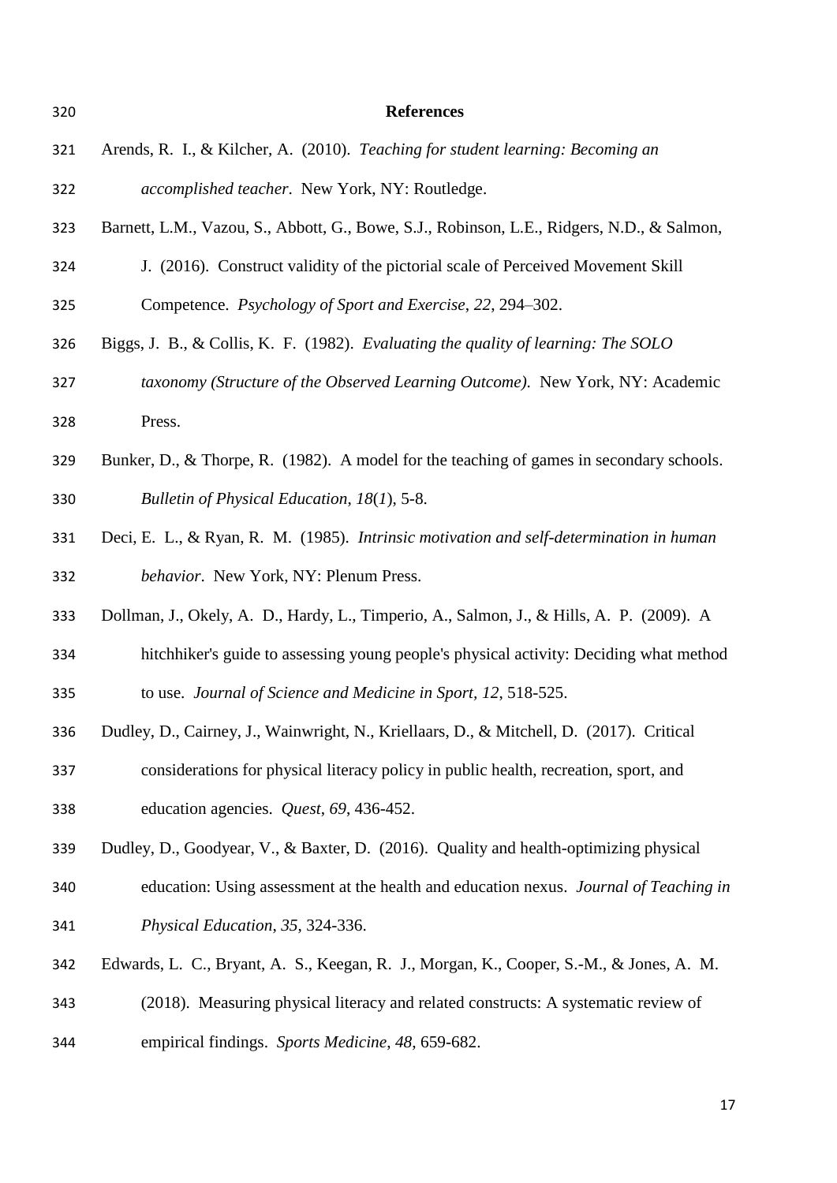## References

Arends, R. I., & Kilcher, A. (2010). *Teaching for student learning: Becoming an accomplished teacher*. New York, NY: Routledge.

Barnett, L.M., Vazou, S., Abbott, G., Bowe, S.J., Robinson, L.E., Ridgers, N.D., & Salmon, J. (2016). Construct validity of the pictorial scale of Perceived Movement Skill Competence. *Psychology of Sport and Exercise*, *22*, 294–302.

Biggs, J. B., & Collis, K. F. (1982). *Evaluating the quality of learning: The SOLO taxonomy (Structure of the Observed Learning Outcome)*. New York, NY: Academic Press.

Bunker, D., & Thorpe, R. (1982). A model for the teaching of games in secondary schools. *Bulletin of Physical Education*, *18*(*1*), 5-8.

Deci, E. L., & Ryan, R. M. (1985). *Intrinsic motivation and self-determination in human behavior*. New York, NY: Plenum Press.

Dollman, J., Okely, A. D., Hardy, L., Timperio, A., Salmon, J., & Hills, A. P. (2009). A hitchhiker's guide to assessing young people's physical activity: Deciding what method to use. *Journal of Science and Medicine in Sport, 12*, 518-525.

Dudley, D., Cairney, J., Wainwright, N., Kriellaars, D., & Mitchell, D. (2017). Critical considerations for physical literacy policy in public health, recreation, sport, and education agencies. *Quest*, *69*, 436-452.

Dudley, D., Goodyear, V., & Baxter, D. (2016). Quality and health-optimizing physical education: Using assessment at the health and education nexus. *Journal of Teaching in Physical Education*, *35*, 324-336.

Edwards, L. C., Bryant, A. S., Keegan, R. J., Morgan, K., Cooper, S.-M., & Jones, A. M. (2018). Measuring physical literacy and related constructs: A systematic review of empirical findings. *Sports Medicine*, *48*, 659-682.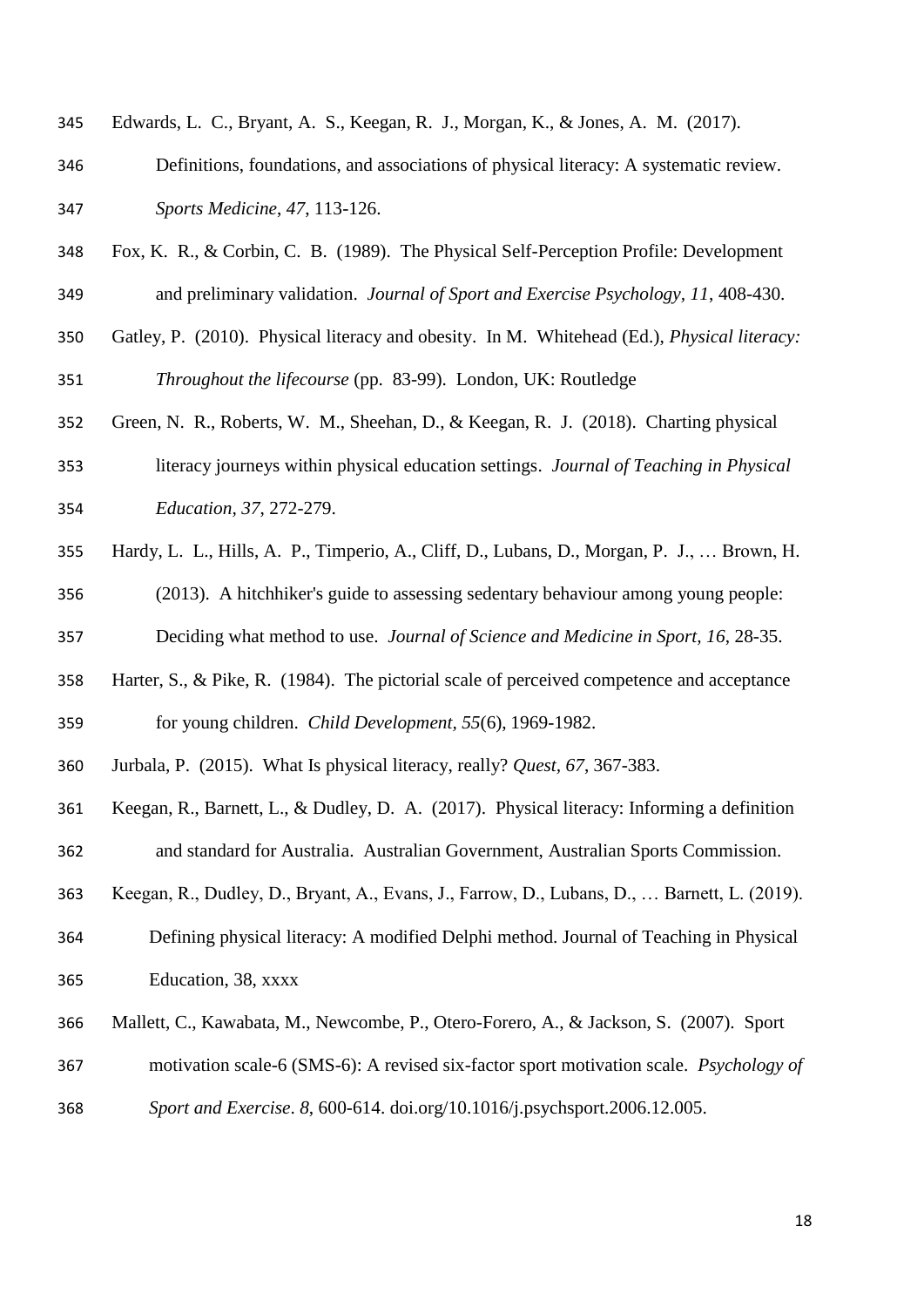Edwards, L. C., Bryant, A. S., Keegan, R. J., Morgan, K., & Jones, A. M. (2017). Definitions, foundations, and associations of physical literacy: A systematic review. *Sports Medicine*, *47*, 113-126.

Fox, K. R., & Corbin, C. B. (1989). The Physical Self-Perception Profile: Development and preliminary validation. *Journal of Sport and Exercise Psychology, 11*, 408-430.

Gatley, P. (2010). Physical literacy and obesity. In M. Whitehead (Ed.), *Physical literacy: Throughout the lifecourse* (pp. 83-99). London, UK: Routledge

Green, N. R., Roberts, W. M., Sheehan, D., & Keegan, R. J. (2018). Charting physical literacy journeys within physical education settings. *Journal of Teaching in Physical Education, 37*, 272-279.

Hardy, L. L., Hills, A. P., Timperio, A., Cliff, D., Lubans, D., Morgan, P. J., … Brown, H. (2013). A hitchhiker's guide to assessing sedentary behaviour among young people: Deciding what method to use. *Journal of Science and Medicine in Sport, 16*, 28-35.

Harter, S., & Pike, R. (1984). The pictorial scale of perceived competence and acceptance for young children. *Child Development, 55*(6), 1969-1982.

Jurbala, P. (2015). What Is physical literacy, really? *Quest, 67*, 367-383.

Keegan, R., Barnett, L., & Dudley, D. A. (2017). Physical literacy: Informing a definition and standard for Australia. Australian Government, Australian Sports Commission.

Keegan, R., Dudley, D., Bryant, A., Evans, J., Farrow, D., Lubans, D., … Barnett, L. (2019). Defining physical literacy: A modified Delphi method. Journal of Teaching in Physical Education, 38, xxxx

Mallett, C., Kawabata, M., Newcombe, P., Otero-Forero, A., & Jackson, S. (2007). Sport motivation scale-6 (SMS-6): A revised six-factor sport motivation scale. *Psychology of Sport and Exercise*. *8*, 600-614. doi.org/10.1016/j.psychsport.2006.12.005.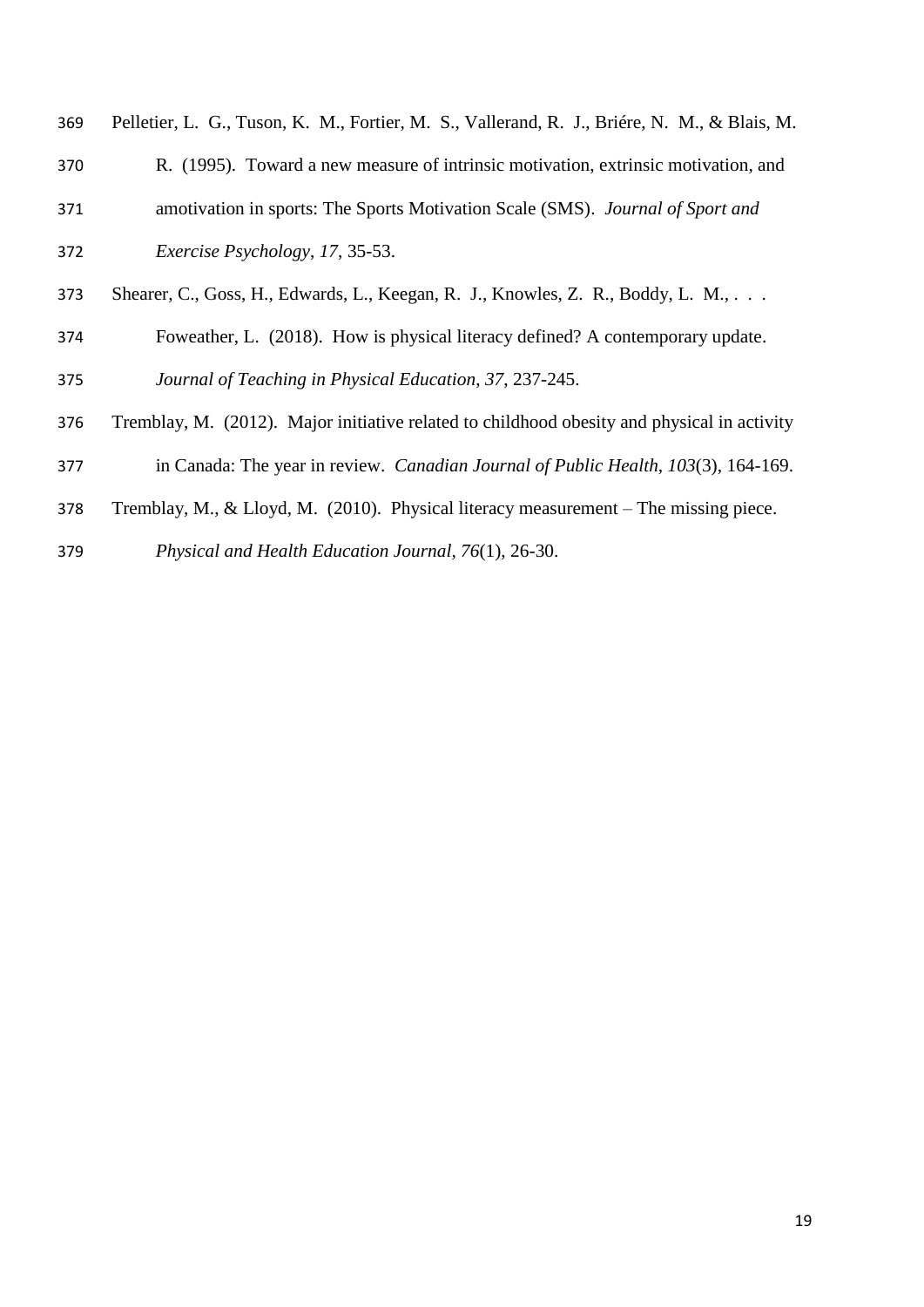Pelletier, L. G., Tuson, K. M., Fortier, M. S., Vallerand, R. J., Briére, N. M., & Blais, M. R. (1995). Toward a new measure of intrinsic motivation, extrinsic motivation, and amotivation in sports: The Sports Motivation Scale (SMS). *Journal of Sport and Exercise Psychology*, *17*, 35-53.

Shearer, C., Goss, H., Edwards, L., Keegan, R. J., Knowles, Z. R., Boddy, L. M., . . . Foweather, L. (2018). How is physical literacy defined? A contemporary update. *Journal of Teaching in Physical Education*, *37*, 237-245.

Tremblay, M. (2012). Major initiative related to childhood obesity and physical in activity in Canada: The year in review. *Canadian Journal of Public Health*, *103*(3), 164-169.

Tremblay, M., & Lloyd, M. (2010). Physical literacy measurement – The missing piece. *Physical and Health Education Journal*, *76*(1), 26-30.